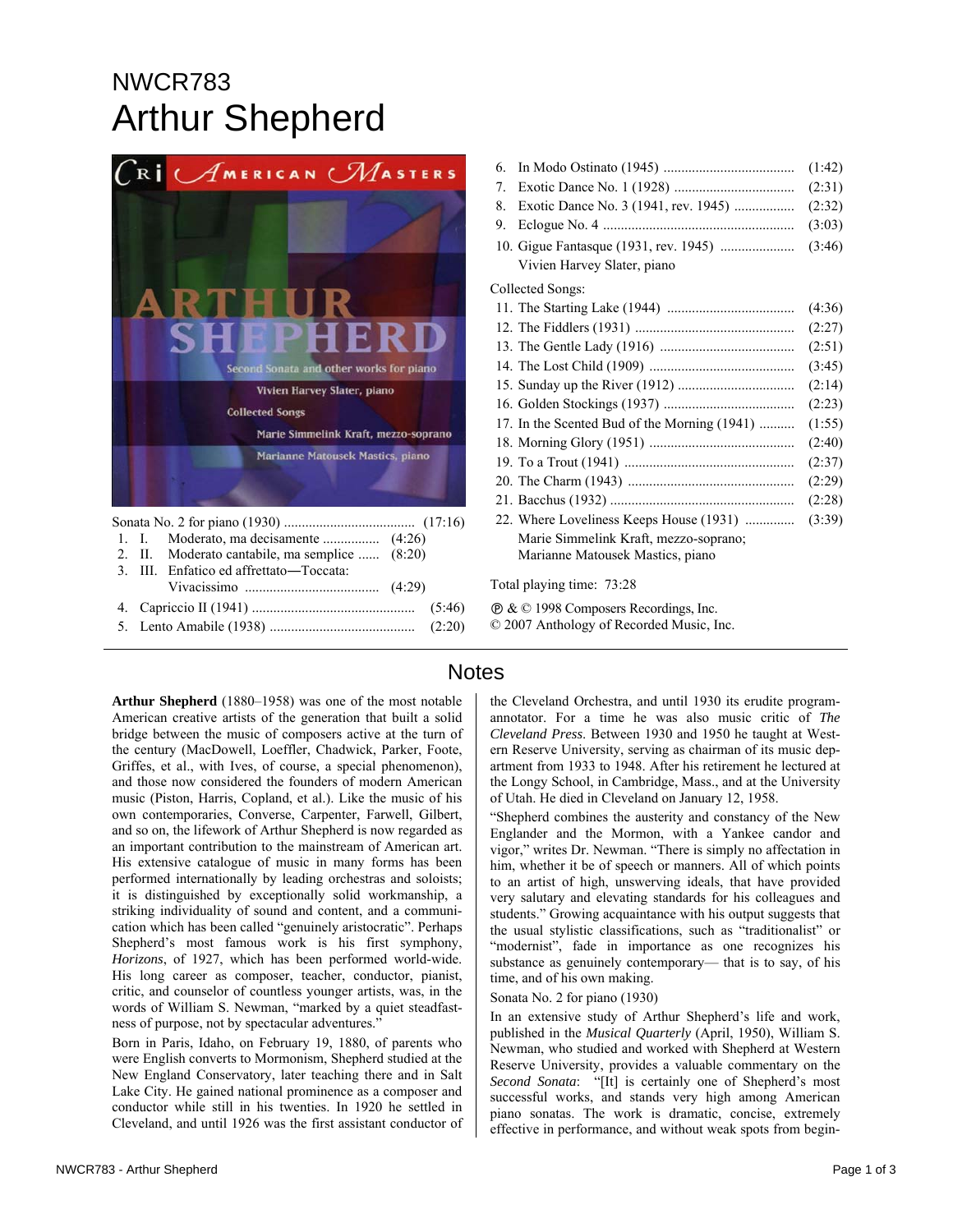# NWCR783
# Arthur Shepherd

Sonata No. 2 for piano (1930) .................................... (17:16)

1. I. Moderato, ma decisamente ................ (4:26)
2. II. Moderato cantabile, ma semplice ...... (8:20)
3. III. Enfatico ed affrettato—Toccata: Vivacissimo ..................................... (4:29)
4. Capriccio II (1941) .............................................. (5:46)
5. Lento Amabile (1938) ......................................... (2:20)
6. In Modo Ostinato (1945) ..................................... (1:42)
7. Exotic Dance No. 1 (1928) .................................. (2:31)
8. Exotic Dance No. 3 (1941, rev. 1945) ................. (2:32)
9. Eclogue No. 4 ...................................................... (3:03)
10. Gigue Fantasque (1931, rev. 1945) ..................... (3:46)

Vivien Harvey Slater, piano

Collected Songs:

11. The Starting Lake (1944) .................................... (4:36)
12. The Fiddlers (1931) ............................................. (2:27)
13. The Gentle Lady (1916) ...................................... (2:51)
14. The Lost Child (1909) ......................................... (3:45)
15. Sunday up the River (1912) ................................. (2:14)
16. Golden Stockings (1937) ..................................... (2:23)
17. In the Scented Bud of the Morning (1941) .......... (1:55)
18. Morning Glory (1951) ......................................... (2:40)
19. To a Trout (1941) ................................................ (2:37)
20. The Charm (1943) ............................................... (2:29)
21. Bacchus (1932) .................................................... (2:28)
22. Where Loveliness Keeps House (1931) ............. (3:39)

Marie Simmelink Kraft, mezzo-soprano;
Marianne Matousek Mastics, piano

Total playing time: 73:28

℗ & © 1998 Composers Recordings, Inc.
© 2007 Anthology of Recorded Music, Inc.

## Notes

**Arthur Shepherd** (1880–1958) was one of the most notable American creative artists of the generation that built a solid bridge between the music of composers active at the turn of the century (MacDowell, Loeffler, Chadwick, Parker, Foote, Griffes, et al., with Ives, of course, a special phenomenon), and those now considered the founders of modern American music (Piston, Harris, Copland, et al.). Like the music of his own contemporaries, Converse, Carpenter, Farwell, Gilbert, and so on, the lifework of Arthur Shepherd is now regarded as an important contribution to the mainstream of American art. His extensive catalogue of music in many forms has been performed internationally by leading orchestras and soloists; it is distinguished by exceptionally solid workmanship, a striking individuality of sound and content, and a communication which has been called "genuinely aristocratic". Perhaps Shepherd's most famous work is his first symphony, *Horizons*, of 1927, which has been performed world-wide. His long career as composer, teacher, conductor, pianist, critic, and counselor of countless younger artists, was, in the words of William S. Newman, "marked by a quiet steadfastness of purpose, not by spectacular adventures."

Born in Paris, Idaho, on February 19, 1880, of parents who were English converts to Mormonism, Shepherd studied at the New England Conservatory, later teaching there and in Salt Lake City. He gained national prominence as a composer and conductor while still in his twenties. In 1920 he settled in Cleveland, and until 1926 was the first assistant conductor of the Cleveland Orchestra, and until 1930 its erudite program-annotator. For a time he was also music critic of *The Cleveland Press*. Between 1930 and 1950 he taught at Western Reserve University, serving as chairman of its music department from 1933 to 1948. After his retirement he lectured at the Longy School, in Cambridge, Mass., and at the University of Utah. He died in Cleveland on January 12, 1958.

"Shepherd combines the austerity and constancy of the New Englander and the Mormon, with a Yankee candor and vigor," writes Dr. Newman. "There is simply no affectation in him, whether it be of speech or manners. All of which points to an artist of high, unswerving ideals, that have provided very salutary and elevating standards for his colleagues and students." Growing acquaintance with his output suggests that the usual stylistic classifications, such as "traditionalist" or "modernist", fade in importance as one recognizes his substance as genuinely contemporary— that is to say, of his time, and of his own making.

### Sonata No. 2 for piano (1930)

In an extensive study of Arthur Shepherd's life and work, published in the *Musical Quarterly* (April, 1950), William S. Newman, who studied and worked with Shepherd at Western Reserve University, provides a valuable commentary on the *Second Sonata*: "[It] is certainly one of Shepherd's most successful works, and stands very high among American piano sonatas. The work is dramatic, concise, extremely effective in performance, and without weak spots from begin-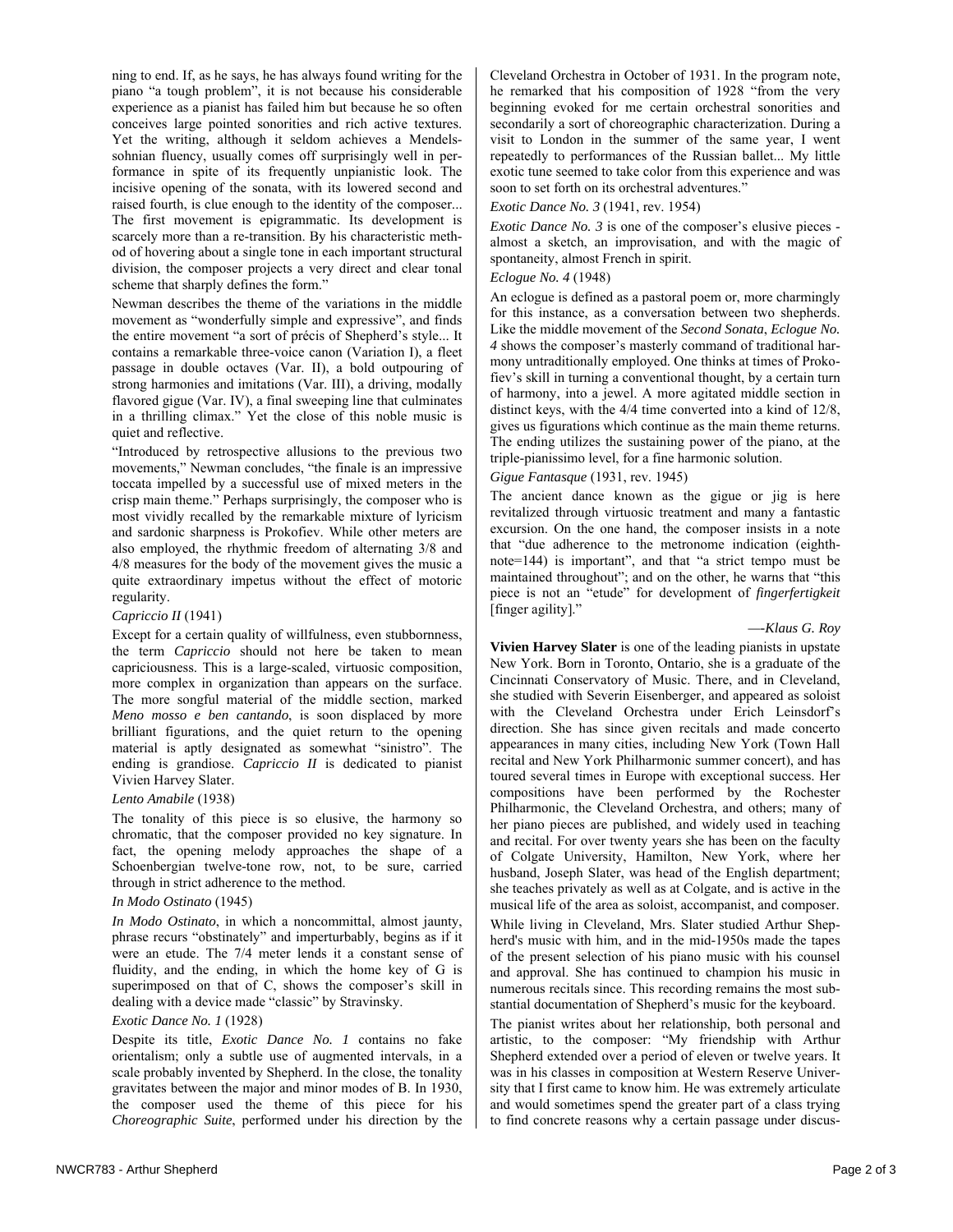ning to end. If, as he says, he has always found writing for the piano "a tough problem", it is not because his considerable experience as a pianist has failed him but because he so often conceives large pointed sonorities and rich active textures. Yet the writing, although it seldom achieves a Mendelssohnian fluency, usually comes off surprisingly well in performance in spite of its frequently unpianistic look. The incisive opening of the sonata, with its lowered second and raised fourth, is clue enough to the identity of the composer... The first movement is epigrammatic. Its development is scarcely more than a re-transition. By his characteristic method of hovering about a single tone in each important structural division, the composer projects a very direct and clear tonal scheme that sharply defines the form."

Newman describes the theme of the variations in the middle movement as "wonderfully simple and expressive", and finds the entire movement "a sort of précis of Shepherd's style... It contains a remarkable three-voice canon (Variation I), a fleet passage in double octaves (Var. II), a bold outpouring of strong harmonies and imitations (Var. III), a driving, modally flavored gigue (Var. IV), a final sweeping line that culminates in a thrilling climax." Yet the close of this noble music is quiet and reflective.

"Introduced by retrospective allusions to the previous two movements," Newman concludes, "the finale is an impressive toccata impelled by a successful use of mixed meters in the crisp main theme." Perhaps surprisingly, the composer who is most vividly recalled by the remarkable mixture of lyricism and sardonic sharpness is Prokofiev. While other meters are also employed, the rhythmic freedom of alternating 3/8 and 4/8 measures for the body of the movement gives the music a quite extraordinary impetus without the effect of motoric regularity.

*Capriccio II* (1941)

Except for a certain quality of willfulness, even stubbornness, the term *Capriccio* should not here be taken to mean capriciousness. This is a large-scaled, virtuosic composition, more complex in organization than appears on the surface. The more songful material of the middle section, marked *Meno mosso e ben cantando*, is soon displaced by more brilliant figurations, and the quiet return to the opening material is aptly designated as somewhat "sinistro". The ending is grandiose. *Capriccio II* is dedicated to pianist Vivien Harvey Slater.

*Lento Amabile* (1938)

The tonality of this piece is so elusive, the harmony so chromatic, that the composer provided no key signature. In fact, the opening melody approaches the shape of a Schoenbergian twelve-tone row, not, to be sure, carried through in strict adherence to the method.

*In Modo Ostinato* (1945)

*In Modo Ostinato*, in which a noncommittal, almost jaunty, phrase recurs "obstinately" and imperturbably, begins as if it were an etude. The 7/4 meter lends it a constant sense of fluidity, and the ending, in which the home key of G is superimposed on that of C, shows the composer's skill in dealing with a device made "classic" by Stravinsky.

*Exotic Dance No. 1* (1928)

Despite its title, *Exotic Dance No. 1* contains no fake orientalism; only a subtle use of augmented intervals, in a scale probably invented by Shepherd. In the close, the tonality gravitates between the major and minor modes of B. In 1930, the composer used the theme of this piece for his *Choreographic Suite*, performed under his direction by the Cleveland Orchestra in October of 1931. In the program note, he remarked that his composition of 1928 "from the very beginning evoked for me certain orchestral sonorities and secondarily a sort of choreographic characterization. During a visit to London in the summer of the same year, I went repeatedly to performances of the Russian ballet... My little exotic tune seemed to take color from this experience and was soon to set forth on its orchestral adventures."

*Exotic Dance No. 3* (1941, rev. 1954)

*Exotic Dance No. 3* is one of the composer's elusive pieces - almost a sketch, an improvisation, and with the magic of spontaneity, almost French in spirit.

*Eclogue No. 4* (1948)

An eclogue is defined as a pastoral poem or, more charmingly for this instance, as a conversation between two shepherds. Like the middle movement of the *Second Sonata*, *Eclogue No. 4* shows the composer's masterly command of traditional harmony untraditionally employed. One thinks at times of Prokofiev's skill in turning a conventional thought, by a certain turn of harmony, into a jewel. A more agitated middle section in distinct keys, with the 4/4 time converted into a kind of 12/8, gives us figurations which continue as the main theme returns. The ending utilizes the sustaining power of the piano, at the triple-pianissimo level, for a fine harmonic solution.

*Gigue Fantasque* (1931, rev. 1945)

The ancient dance known as the gigue or jig is here revitalized through virtuosic treatment and many a fantastic excursion. On the one hand, the composer insists in a note that "due adherence to the metronome indication (eighth-note=144) is important", and that "a strict tempo must be maintained throughout"; and on the other, he warns that "this piece is not an "etude" for development of *fingerfertigkeit* [finger agility]."

—*Klaus G. Roy*

**Vivien Harvey Slater** is one of the leading pianists in upstate New York. Born in Toronto, Ontario, she is a graduate of the Cincinnati Conservatory of Music. There, and in Cleveland, she studied with Severin Eisenberger, and appeared as soloist with the Cleveland Orchestra under Erich Leinsdorf's direction. She has since given recitals and made concerto appearances in many cities, including New York (Town Hall recital and New York Philharmonic summer concert), and has toured several times in Europe with exceptional success. Her compositions have been performed by the Rochester Philharmonic, the Cleveland Orchestra, and others; many of her piano pieces are published, and widely used in teaching and recital. For over twenty years she has been on the faculty of Colgate University, Hamilton, New York, where her husband, Joseph Slater, was head of the English department; she teaches privately as well as at Colgate, and is active in the music life of the area as soloist, accompanist, and composer.

While living in Cleveland, Mrs. Slater studied Arthur Shepherd's music with him, and in the mid-1950s made the tapes of the present selection of his piano music with his counsel and approval. She has continued to champion his music in numerous recitals since. This recording remains the most substantial documentation of Shepherd's music for the keyboard.

The pianist writes about her relationship, both personal and artistic, to the composer: "My friendship with Arthur Shepherd extended over a period of eleven or twelve years. It was in his classes in composition at Western Reserve University that I first came to know him. He was extremely articulate and would sometimes spend the greater part of a class trying to find concrete reasons why a certain passage under discus-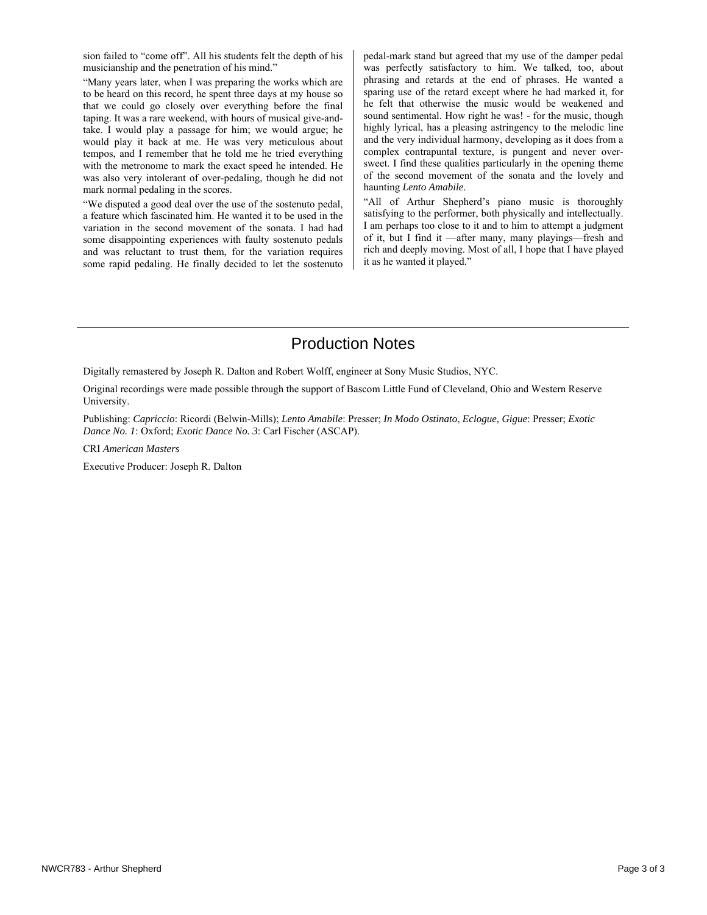sion failed to "come off". All his students felt the depth of his musicianship and the penetration of his mind."

"Many years later, when I was preparing the works which are to be heard on this record, he spent three days at my house so that we could go closely over everything before the final taping. It was a rare weekend, with hours of musical give-and-take. I would play a passage for him; we would argue; he would play it back at me. He was very meticulous about tempos, and I remember that he told me he tried everything with the metronome to mark the exact speed he intended. He was also very intolerant of over-pedaling, though he did not mark normal pedaling in the scores.

"We disputed a good deal over the use of the sostenuto pedal, a feature which fascinated him. He wanted it to be used in the variation in the second movement of the sonata. I had had some disappointing experiences with faulty sostenuto pedals and was reluctant to trust them, for the variation requires some rapid pedaling. He finally decided to let the sostenuto pedal-mark stand but agreed that my use of the damper pedal was perfectly satisfactory to him. We talked, too, about phrasing and retards at the end of phrases. He wanted a sparing use of the retard except where he had marked it, for he felt that otherwise the music would be weakened and sound sentimental. How right he was! - for the music, though highly lyrical, has a pleasing astringency to the melodic line and the very individual harmony, developing as it does from a complex contrapuntal texture, is pungent and never over-sweet. I find these qualities particularly in the opening theme of the second movement of the sonata and the lovely and haunting *Lento Amabile*.

"All of Arthur Shepherd's piano music is thoroughly satisfying to the performer, both physically and intellectually. I am perhaps too close to it and to him to attempt a judgment of it, but I find it —after many, many playings—fresh and rich and deeply moving. Most of all, I hope that I have played it as he wanted it played."

## Production Notes

Digitally remastered by Joseph R. Dalton and Robert Wolff, engineer at Sony Music Studios, NYC.

Original recordings were made possible through the support of Bascom Little Fund of Cleveland, Ohio and Western Reserve University.

Publishing: *Capriccio*: Ricordi (Belwin-Mills); *Lento Amabile*: Presser; *In Modo Ostinato*, *Eclogue*, *Gigue*: Presser; *Exotic Dance No. 1*: Oxford; *Exotic Dance No. 3*: Carl Fischer (ASCAP).

CRI *American Masters*

Executive Producer: Joseph R. Dalton